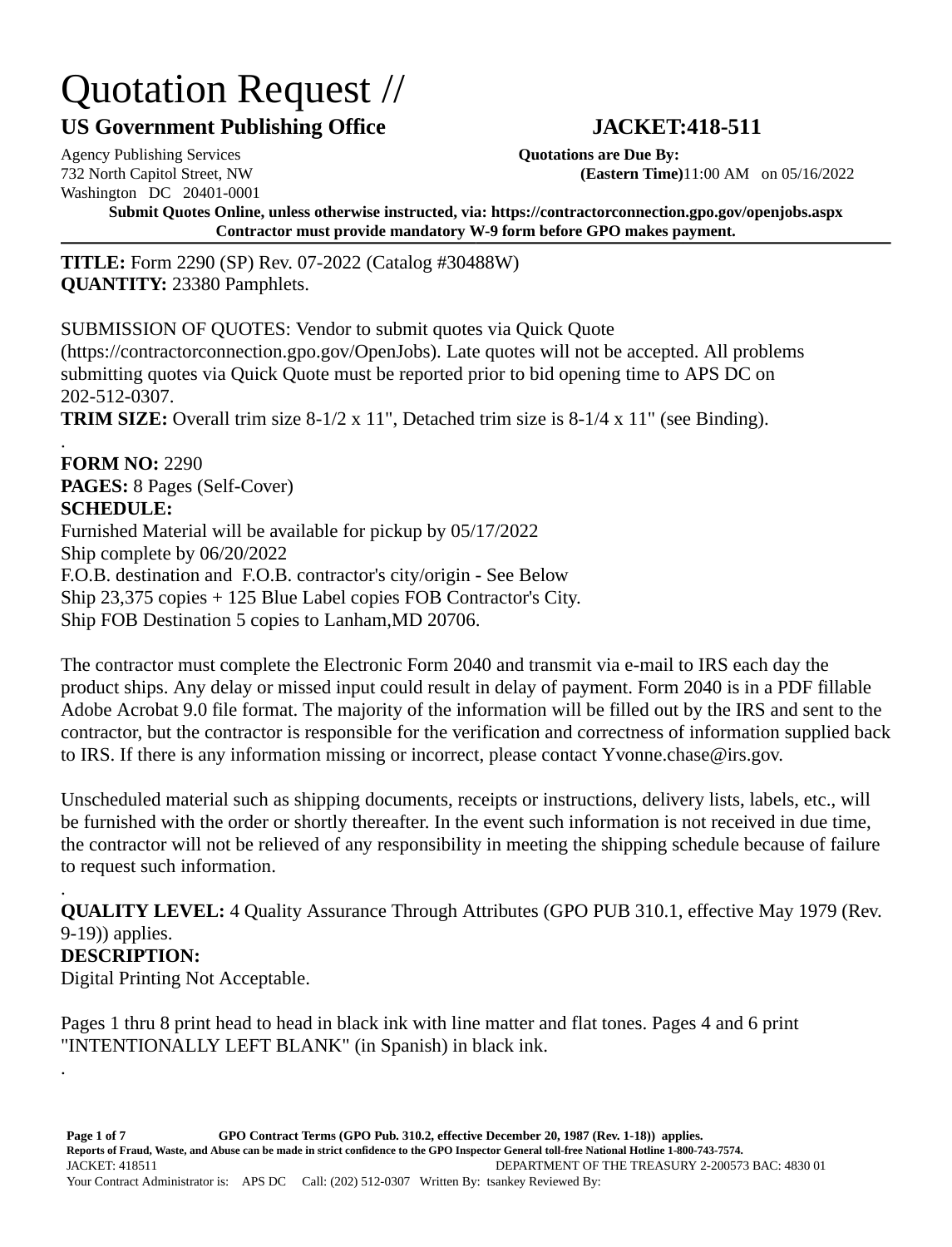# Quotation Request //

## US Government Publishing Office JACKET:418-511

Agency Publishing Services
732 North Capitol Street, NW
Washington DC 20401-0001

**Quotations are Due By:**
**(Eastern Time)** 11:00 AM on 05/16/2022

**Submit Quotes Online, unless otherwise instructed, via: https://contractorconnection.gpo.gov/openjobs.aspx**
**Contractor must provide mandatory W-9 form before GPO makes payment.**

---

**TITLE:** Form 2290 (SP) Rev. 07-2022 (Catalog #30488W)
**QUANTITY:** 23380 Pamphlets.

SUBMISSION OF QUOTES: Vendor to submit quotes via Quick Quote (https://contractorconnection.gpo.gov/OpenJobs). Late quotes will not be accepted. All problems submitting quotes via Quick Quote must be reported prior to bid opening time to APS DC on 202-512-0307.
**TRIM SIZE:** Overall trim size 8-1/2 x 11", Detached trim size is 8-1/4 x 11" (see Binding).
.
**FORM NO:** 2290
**PAGES:** 8 Pages (Self-Cover)
**SCHEDULE:**
Furnished Material will be available for pickup by 05/17/2022
Ship complete by 06/20/2022
F.O.B. destination and F.O.B. contractor's city/origin - See Below
Ship 23,375 copies + 125 Blue Label copies FOB Contractor's City.
Ship FOB Destination 5 copies to Lanham,MD 20706.

The contractor must complete the Electronic Form 2040 and transmit via e-mail to IRS each day the product ships. Any delay or missed input could result in delay of payment. Form 2040 is in a PDF fillable Adobe Acrobat 9.0 file format. The majority of the information will be filled out by the IRS and sent to the contractor, but the contractor is responsible for the verification and correctness of information supplied back to IRS. If there is any information missing or incorrect, please contact Yvonne.chase@irs.gov.

Unscheduled material such as shipping documents, receipts or instructions, delivery lists, labels, etc., will be furnished with the order or shortly thereafter. In the event such information is not received in due time, the contractor will not be relieved of any responsibility in meeting the shipping schedule because of failure to request such information.
.
**QUALITY LEVEL:** 4 Quality Assurance Through Attributes (GPO PUB 310.1, effective May 1979 (Rev. 9-19)) applies.
**DESCRIPTION:**
Digital Printing Not Acceptable.

Pages 1 thru 8 print head to head in black ink with line matter and flat tones. Pages 4 and 6 print "INTENTIONALLY LEFT BLANK" (in Spanish) in black ink.
.

GPO Contract Terms (GPO Pub. 310.2, effective December 20, 1987 (Rev. 1-18)) applies.
Reports of Fraud, Waste, and Abuse can be made in strict confidence to the GPO Inspector General toll-free National Hotline 1-800-743-7574.
JACKET: 418511 DEPARTMENT OF THE TREASURY 2-200573 BAC: 4830 01
Your Contract Administrator is: APS DC Call: (202) 512-0307 Written By: tsankey Reviewed By: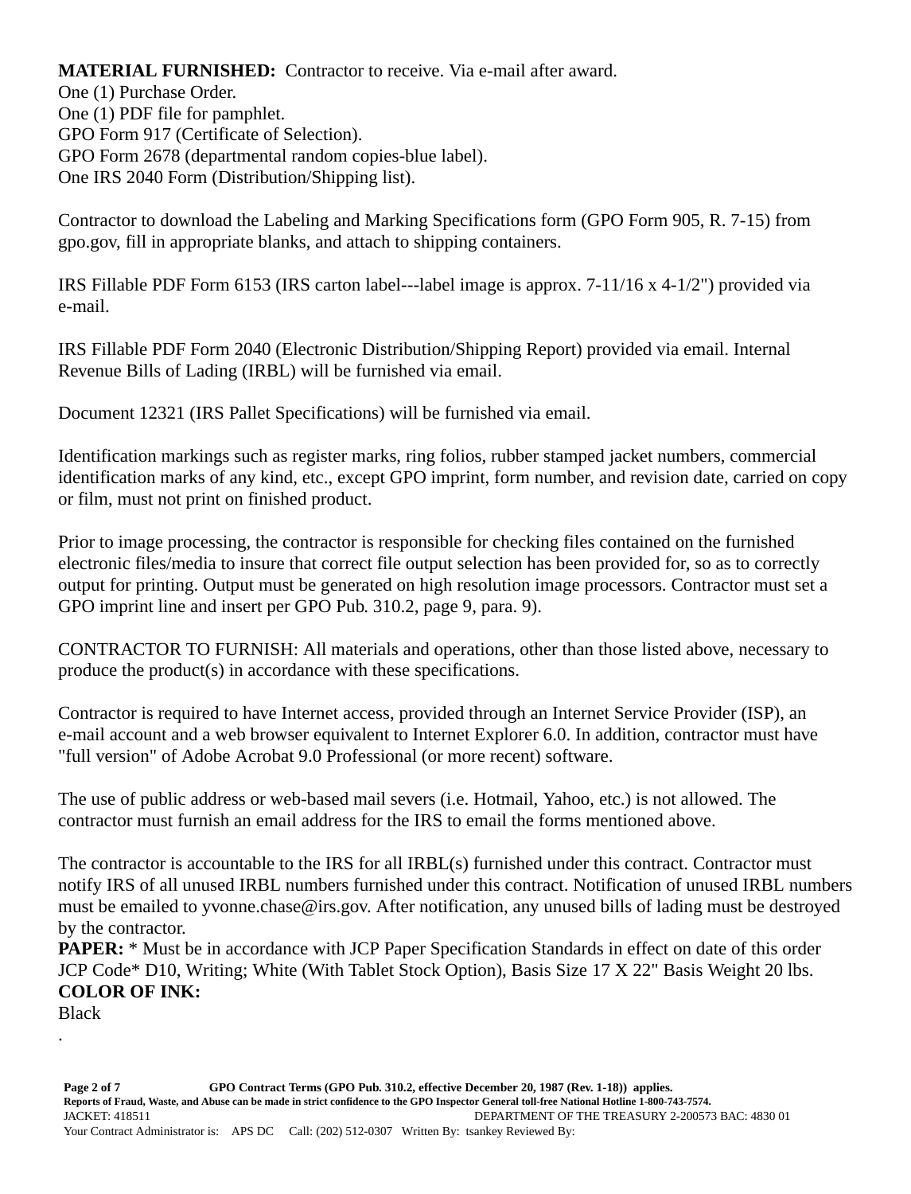**MATERIAL FURNISHED:** Contractor to receive. Via e-mail after award.
One (1) Purchase Order.
One (1) PDF file for pamphlet.
GPO Form 917 (Certificate of Selection).
GPO Form 2678 (departmental random copies-blue label).
One IRS 2040 Form (Distribution/Shipping list).

Contractor to download the Labeling and Marking Specifications form (GPO Form 905, R. 7-15) from gpo.gov, fill in appropriate blanks, and attach to shipping containers.

IRS Fillable PDF Form 6153 (IRS carton label---label image is approx. 7-11/16 x 4-1/2") provided via e-mail.

IRS Fillable PDF Form 2040 (Electronic Distribution/Shipping Report) provided via email. Internal Revenue Bills of Lading (IRBL) will be furnished via email.

Document 12321 (IRS Pallet Specifications) will be furnished via email.

Identification markings such as register marks, ring folios, rubber stamped jacket numbers, commercial identification marks of any kind, etc., except GPO imprint, form number, and revision date, carried on copy or film, must not print on finished product.

Prior to image processing, the contractor is responsible for checking files contained on the furnished electronic files/media to insure that correct file output selection has been provided for, so as to correctly output for printing. Output must be generated on high resolution image processors. Contractor must set a GPO imprint line and insert per GPO Pub. 310.2, page 9, para. 9).

CONTRACTOR TO FURNISH: All materials and operations, other than those listed above, necessary to produce the product(s) in accordance with these specifications.

Contractor is required to have Internet access, provided through an Internet Service Provider (ISP), an e-mail account and a web browser equivalent to Internet Explorer 6.0. In addition, contractor must have "full version" of Adobe Acrobat 9.0 Professional (or more recent) software.

The use of public address or web-based mail severs (i.e. Hotmail, Yahoo, etc.) is not allowed. The contractor must furnish an email address for the IRS to email the forms mentioned above.

The contractor is accountable to the IRS for all IRBL(s) furnished under this contract. Contractor must notify IRS of all unused IRBL numbers furnished under this contract. Notification of unused IRBL numbers must be emailed to yvonne.chase@irs.gov. After notification, any unused bills of lading must be destroyed by the contractor.

**PAPER:** * Must be in accordance with JCP Paper Specification Standards in effect on date of this order JCP Code* D10, Writing; White (With Tablet Stock Option), Basis Size 17 X 22" Basis Weight 20 lbs.

**COLOR OF INK:**
Black
.

GPO Contract Terms (GPO Pub. 310.2, effective December 20, 1987 (Rev. 1-18)) applies.
Reports of Fraud, Waste, and Abuse can be made in strict confidence to the GPO Inspector General toll-free National Hotline 1-800-743-7574.
JACKET: 418511 DEPARTMENT OF THE TREASURY 2-200573 BAC: 4830 01
Your Contract Administrator is: APS DC Call: (202) 512-0307 Written By: tsankey Reviewed By: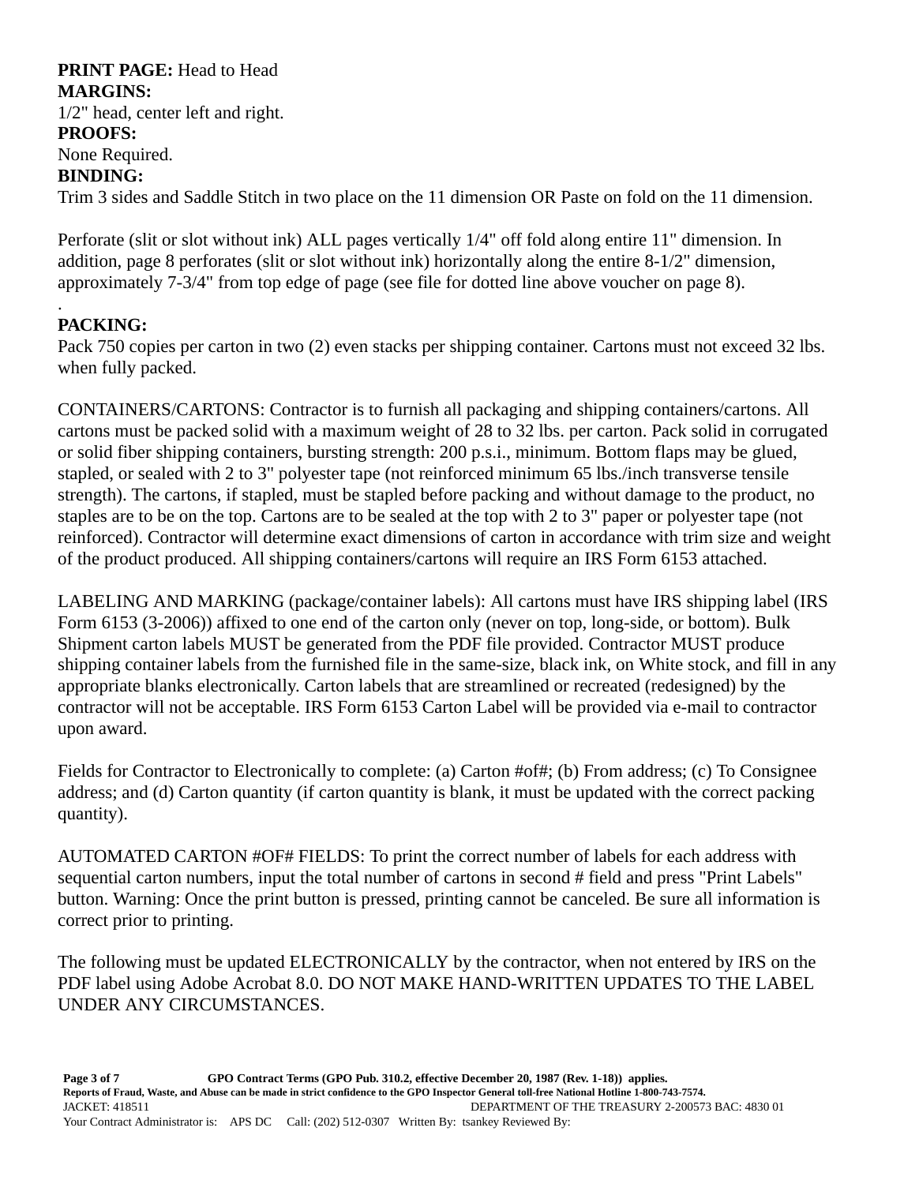**PRINT PAGE:** Head to Head

**MARGINS:**

1/2" head, center left and right.

**PROOFS:**

None Required.

**BINDING:**

Trim 3 sides and Saddle Stitch in two place on the 11 dimension OR Paste on fold on the 11 dimension.

Perforate (slit or slot without ink) ALL pages vertically 1/4" off fold along entire 11" dimension. In addition, page 8 perforates (slit or slot without ink) horizontally along the entire 8-1/2" dimension, approximately 7-3/4" from top edge of page (see file for dotted line above voucher on page 8).

.

**PACKING:**

Pack 750 copies per carton in two (2) even stacks per shipping container. Cartons must not exceed 32 lbs. when fully packed.

CONTAINERS/CARTONS: Contractor is to furnish all packaging and shipping containers/cartons. All cartons must be packed solid with a maximum weight of 28 to 32 lbs. per carton. Pack solid in corrugated or solid fiber shipping containers, bursting strength: 200 p.s.i., minimum. Bottom flaps may be glued, stapled, or sealed with 2 to 3" polyester tape (not reinforced minimum 65 lbs./inch transverse tensile strength). The cartons, if stapled, must be stapled before packing and without damage to the product, no staples are to be on the top. Cartons are to be sealed at the top with 2 to 3" paper or polyester tape (not reinforced). Contractor will determine exact dimensions of carton in accordance with trim size and weight of the product produced. All shipping containers/cartons will require an IRS Form 6153 attached.

LABELING AND MARKING (package/container labels): All cartons must have IRS shipping label (IRS Form 6153 (3-2006)) affixed to one end of the carton only (never on top, long-side, or bottom). Bulk Shipment carton labels MUST be generated from the PDF file provided. Contractor MUST produce shipping container labels from the furnished file in the same-size, black ink, on White stock, and fill in any appropriate blanks electronically. Carton labels that are streamlined or recreated (redesigned) by the contractor will not be acceptable. IRS Form 6153 Carton Label will be provided via e-mail to contractor upon award.

Fields for Contractor to Electronically to complete: (a) Carton #of#; (b) From address; (c) To Consignee address; and (d) Carton quantity (if carton quantity is blank, it must be updated with the correct packing quantity).

AUTOMATED CARTON #OF# FIELDS: To print the correct number of labels for each address with sequential carton numbers, input the total number of cartons in second # field and press "Print Labels" button. Warning: Once the print button is pressed, printing cannot be canceled. Be sure all information is correct prior to printing.

The following must be updated ELECTRONICALLY by the contractor, when not entered by IRS on the PDF label using Adobe Acrobat 8.0. DO NOT MAKE HAND-WRITTEN UPDATES TO THE LABEL UNDER ANY CIRCUMSTANCES.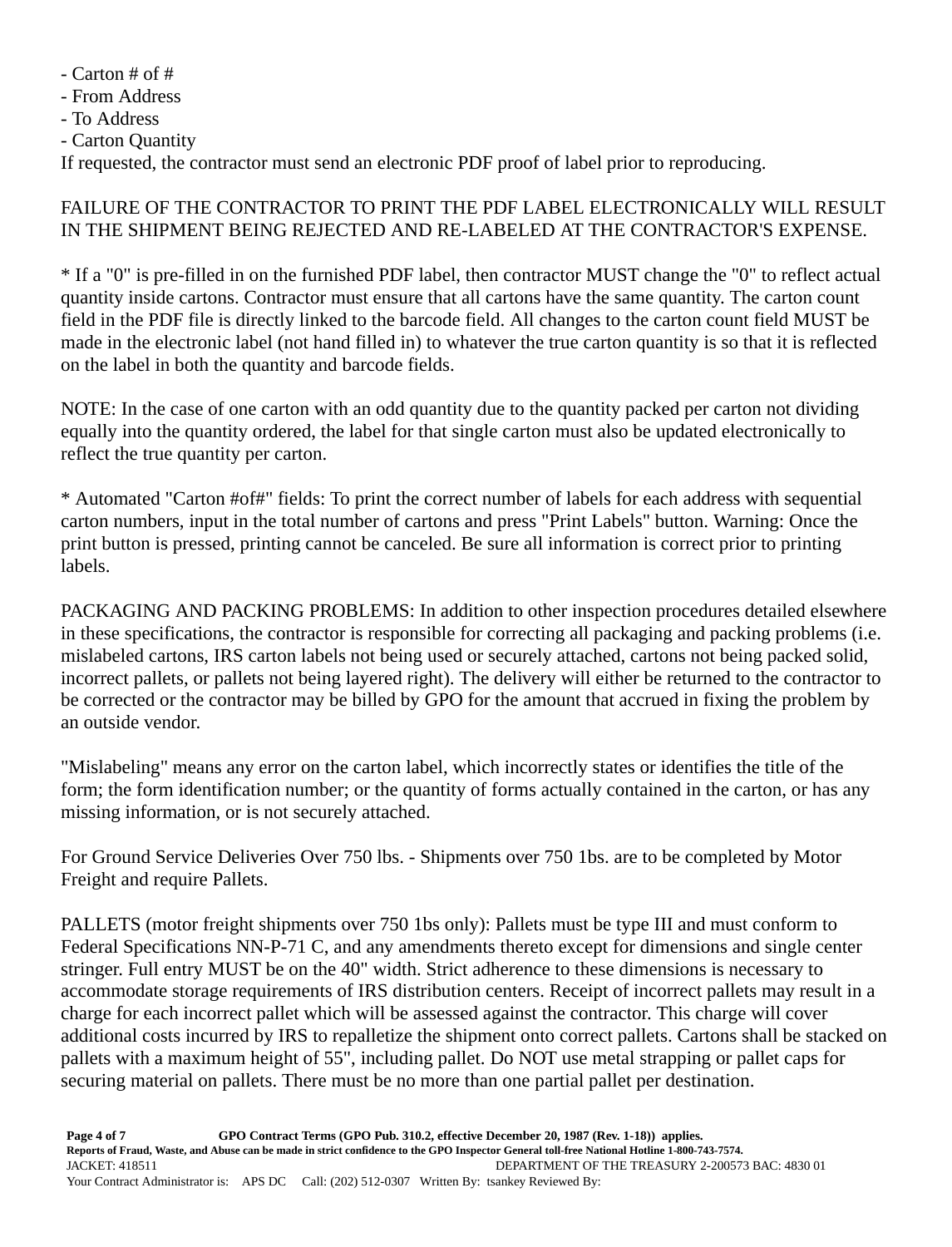- Carton # of #
- From Address
- To Address
- Carton Quantity

If requested, the contractor must send an electronic PDF proof of label prior to reproducing.

FAILURE OF THE CONTRACTOR TO PRINT THE PDF LABEL ELECTRONICALLY WILL RESULT IN THE SHIPMENT BEING REJECTED AND RE-LABELED AT THE CONTRACTOR'S EXPENSE.

* If a "0" is pre-filled in on the furnished PDF label, then contractor MUST change the "0" to reflect actual quantity inside cartons. Contractor must ensure that all cartons have the same quantity. The carton count field in the PDF file is directly linked to the barcode field. All changes to the carton count field MUST be made in the electronic label (not hand filled in) to whatever the true carton quantity is so that it is reflected on the label in both the quantity and barcode fields.

NOTE: In the case of one carton with an odd quantity due to the quantity packed per carton not dividing equally into the quantity ordered, the label for that single carton must also be updated electronically to reflect the true quantity per carton.

* Automated "Carton #of#" fields: To print the correct number of labels for each address with sequential carton numbers, input in the total number of cartons and press "Print Labels" button. Warning: Once the print button is pressed, printing cannot be canceled. Be sure all information is correct prior to printing labels.

PACKAGING AND PACKING PROBLEMS: In addition to other inspection procedures detailed elsewhere in these specifications, the contractor is responsible for correcting all packaging and packing problems (i.e. mislabeled cartons, IRS carton labels not being used or securely attached, cartons not being packed solid, incorrect pallets, or pallets not being layered right). The delivery will either be returned to the contractor to be corrected or the contractor may be billed by GPO for the amount that accrued in fixing the problem by an outside vendor.

"Mislabeling" means any error on the carton label, which incorrectly states or identifies the title of the form; the form identification number; or the quantity of forms actually contained in the carton, or has any missing information, or is not securely attached.

For Ground Service Deliveries Over 750 lbs. - Shipments over 750 1bs. are to be completed by Motor Freight and require Pallets.

PALLETS (motor freight shipments over 750 1bs only): Pallets must be type III and must conform to Federal Specifications NN-P-71 C, and any amendments thereto except for dimensions and single center stringer. Full entry MUST be on the 40" width. Strict adherence to these dimensions is necessary to accommodate storage requirements of IRS distribution centers. Receipt of incorrect pallets may result in a charge for each incorrect pallet which will be assessed against the contractor. This charge will cover additional costs incurred by IRS to repalletize the shipment onto correct pallets. Cartons shall be stacked on pallets with a maximum height of 55", including pallet. Do NOT use metal strapping or pallet caps for securing material on pallets. There must be no more than one partial pallet per destination.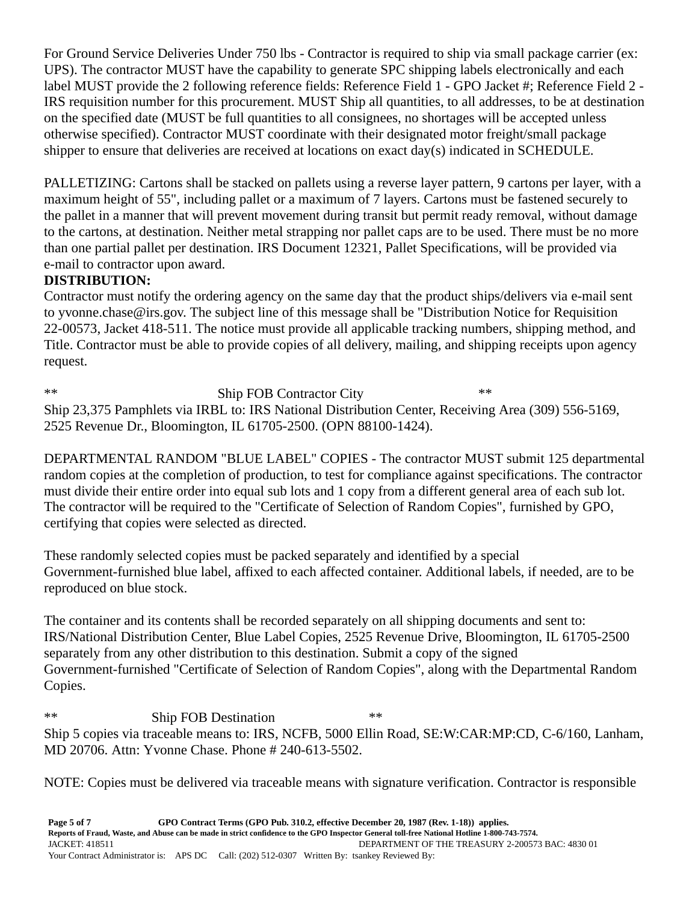For Ground Service Deliveries Under 750 lbs - Contractor is required to ship via small package carrier (ex: UPS). The contractor MUST have the capability to generate SPC shipping labels electronically and each label MUST provide the 2 following reference fields: Reference Field 1 - GPO Jacket #; Reference Field 2 - IRS requisition number for this procurement. MUST Ship all quantities, to all addresses, to be at destination on the specified date (MUST be full quantities to all consignees, no shortages will be accepted unless otherwise specified). Contractor MUST coordinate with their designated motor freight/small package shipper to ensure that deliveries are received at locations on exact day(s) indicated in SCHEDULE.

PALLETIZING: Cartons shall be stacked on pallets using a reverse layer pattern, 9 cartons per layer, with a maximum height of 55", including pallet or a maximum of 7 layers. Cartons must be fastened securely to the pallet in a manner that will prevent movement during transit but permit ready removal, without damage to the cartons, at destination. Neither metal strapping nor pallet caps are to be used. There must be no more than one partial pallet per destination. IRS Document 12321, Pallet Specifications, will be provided via e-mail to contractor upon award.

**DISTRIBUTION:**

Contractor must notify the ordering agency on the same day that the product ships/delivers via e-mail sent to yvonne.chase@irs.gov. The subject line of this message shall be "Distribution Notice for Requisition 22-00573, Jacket 418-511. The notice must provide all applicable tracking numbers, shipping method, and Title. Contractor must be able to provide copies of all delivery, mailing, and shipping receipts upon agency request.

** Ship FOB Contractor City **

Ship 23,375 Pamphlets via IRBL to: IRS National Distribution Center, Receiving Area (309) 556-5169, 2525 Revenue Dr., Bloomington, IL 61705-2500. (OPN 88100-1424).

DEPARTMENTAL RANDOM "BLUE LABEL" COPIES - The contractor MUST submit 125 departmental random copies at the completion of production, to test for compliance against specifications. The contractor must divide their entire order into equal sub lots and 1 copy from a different general area of each sub lot. The contractor will be required to the "Certificate of Selection of Random Copies", furnished by GPO, certifying that copies were selected as directed.

These randomly selected copies must be packed separately and identified by a special Government-furnished blue label, affixed to each affected container. Additional labels, if needed, are to be reproduced on blue stock.

The container and its contents shall be recorded separately on all shipping documents and sent to: IRS/National Distribution Center, Blue Label Copies, 2525 Revenue Drive, Bloomington, IL 61705-2500 separately from any other distribution to this destination. Submit a copy of the signed Government-furnished "Certificate of Selection of Random Copies", along with the Departmental Random Copies.

** Ship FOB Destination **

Ship 5 copies via traceable means to: IRS, NCFB, 5000 Ellin Road, SE:W:CAR:MP:CD, C-6/160, Lanham, MD 20706. Attn: Yvonne Chase. Phone # 240-613-5502.

NOTE: Copies must be delivered via traceable means with signature verification. Contractor is responsible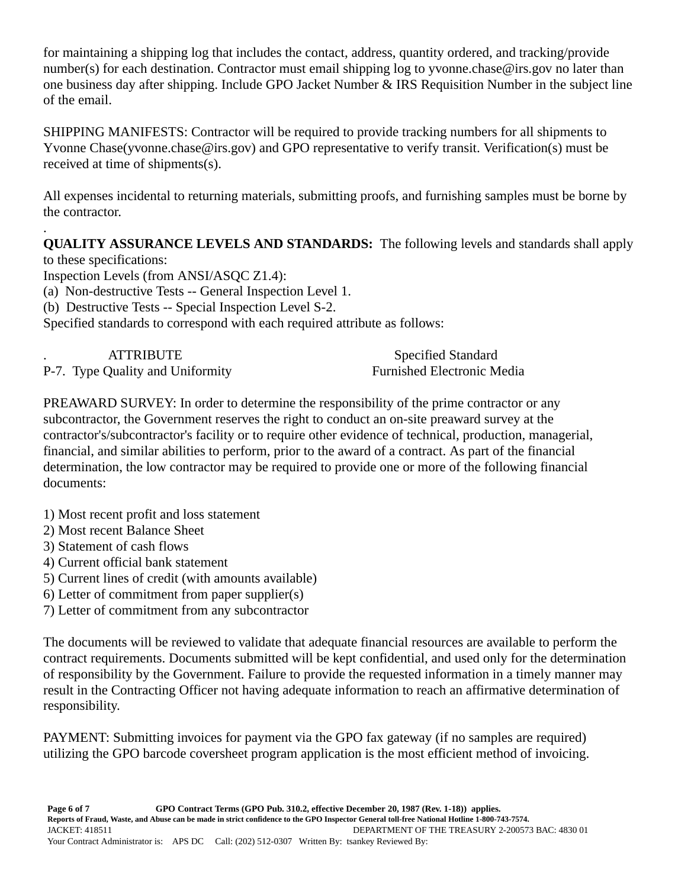for maintaining a shipping log that includes the contact, address, quantity ordered, and tracking/provide number(s) for each destination. Contractor must email shipping log to yvonne.chase@irs.gov no later than one business day after shipping. Include GPO Jacket Number & IRS Requisition Number in the subject line of the email.

SHIPPING MANIFESTS: Contractor will be required to provide tracking numbers for all shipments to Yvonne Chase(yvonne.chase@irs.gov) and GPO representative to verify transit. Verification(s) must be received at time of shipments(s).

All expenses incidental to returning materials, submitting proofs, and furnishing samples must be borne by the contractor.

.

**QUALITY ASSURANCE LEVELS AND STANDARDS:** The following levels and standards shall apply to these specifications:

Inspection Levels (from ANSI/ASQC Z1.4):

(a) Non-destructive Tests -- General Inspection Level 1.

(b) Destructive Tests -- Special Inspection Level S-2.

Specified standards to correspond with each required attribute as follows:

| ATTRIBUTE | Specified Standard |
|---|---|
| P-7. Type Quality and Uniformity | Furnished Electronic Media |

PREAWARD SURVEY: In order to determine the responsibility of the prime contractor or any subcontractor, the Government reserves the right to conduct an on-site preaward survey at the contractor's/subcontractor's facility or to require other evidence of technical, production, managerial, financial, and similar abilities to perform, prior to the award of a contract. As part of the financial determination, the low contractor may be required to provide one or more of the following financial documents:

1) Most recent profit and loss statement
2) Most recent Balance Sheet
3) Statement of cash flows
4) Current official bank statement
5) Current lines of credit (with amounts available)
6) Letter of commitment from paper supplier(s)
7) Letter of commitment from any subcontractor

The documents will be reviewed to validate that adequate financial resources are available to perform the contract requirements. Documents submitted will be kept confidential, and used only for the determination of responsibility by the Government. Failure to provide the requested information in a timely manner may result in the Contracting Officer not having adequate information to reach an affirmative determination of responsibility.

PAYMENT: Submitting invoices for payment via the GPO fax gateway (if no samples are required) utilizing the GPO barcode coversheet program application is the most efficient method of invoicing.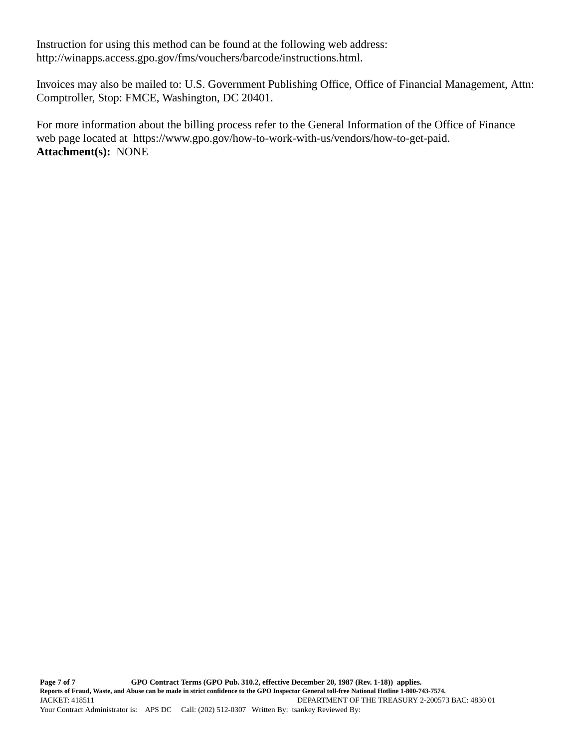Instruction for using this method can be found at the following web address: http://winapps.access.gpo.gov/fms/vouchers/barcode/instructions.html.

Invoices may also be mailed to: U.S. Government Publishing Office, Office of Financial Management, Attn: Comptroller, Stop: FMCE, Washington, DC 20401.

For more information about the billing process refer to the General Information of the Office of Finance web page located at https://www.gpo.gov/how-to-work-with-us/vendors/how-to-get-paid.

**Attachment(s):** NONE